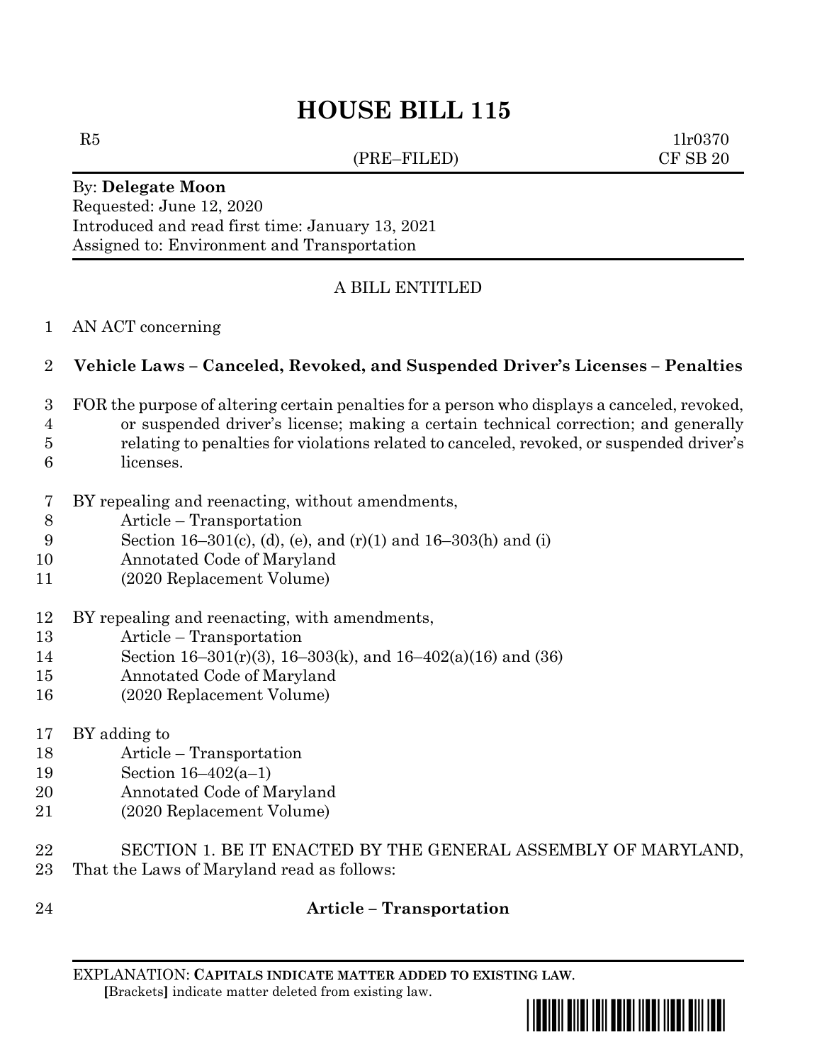# HOUSE BILL 115

R5 1lr0370
(PRE–FILED) CF SB 20

By: **Delegate Moon**
Requested: June 12, 2020
Introduced and read first time: January 13, 2021
Assigned to: Environment and Transportation

A BILL ENTITLED

1 AN ACT concerning

2 **Vehicle Laws – Canceled, Revoked, and Suspended Driver's Licenses – Penalties**

3 FOR the purpose of altering certain penalties for a person who displays a canceled, revoked,
4 or suspended driver's license; making a certain technical correction; and generally
5 relating to penalties for violations related to canceled, revoked, or suspended driver's
6 licenses.

7 BY repealing and reenacting, without amendments,
8 Article – Transportation
9 Section 16–301(c), (d), (e), and (r)(1) and 16–303(h) and (i)
10 Annotated Code of Maryland
11 (2020 Replacement Volume)

12 BY repealing and reenacting, with amendments,
13 Article – Transportation
14 Section 16–301(r)(3), 16–303(k), and 16–402(a)(16) and (36)
15 Annotated Code of Maryland
16 (2020 Replacement Volume)

17 BY adding to
18 Article – Transportation
19 Section 16–402(a–1)
20 Annotated Code of Maryland
21 (2020 Replacement Volume)

22 SECTION 1. BE IT ENACTED BY THE GENERAL ASSEMBLY OF MARYLAND,
23 That the Laws of Maryland read as follows:

24 **Article – Transportation**

EXPLANATION: **CAPITALS INDICATE MATTER ADDED TO EXISTING LAW.**
**[**Brackets**]** indicate matter deleted from existing law.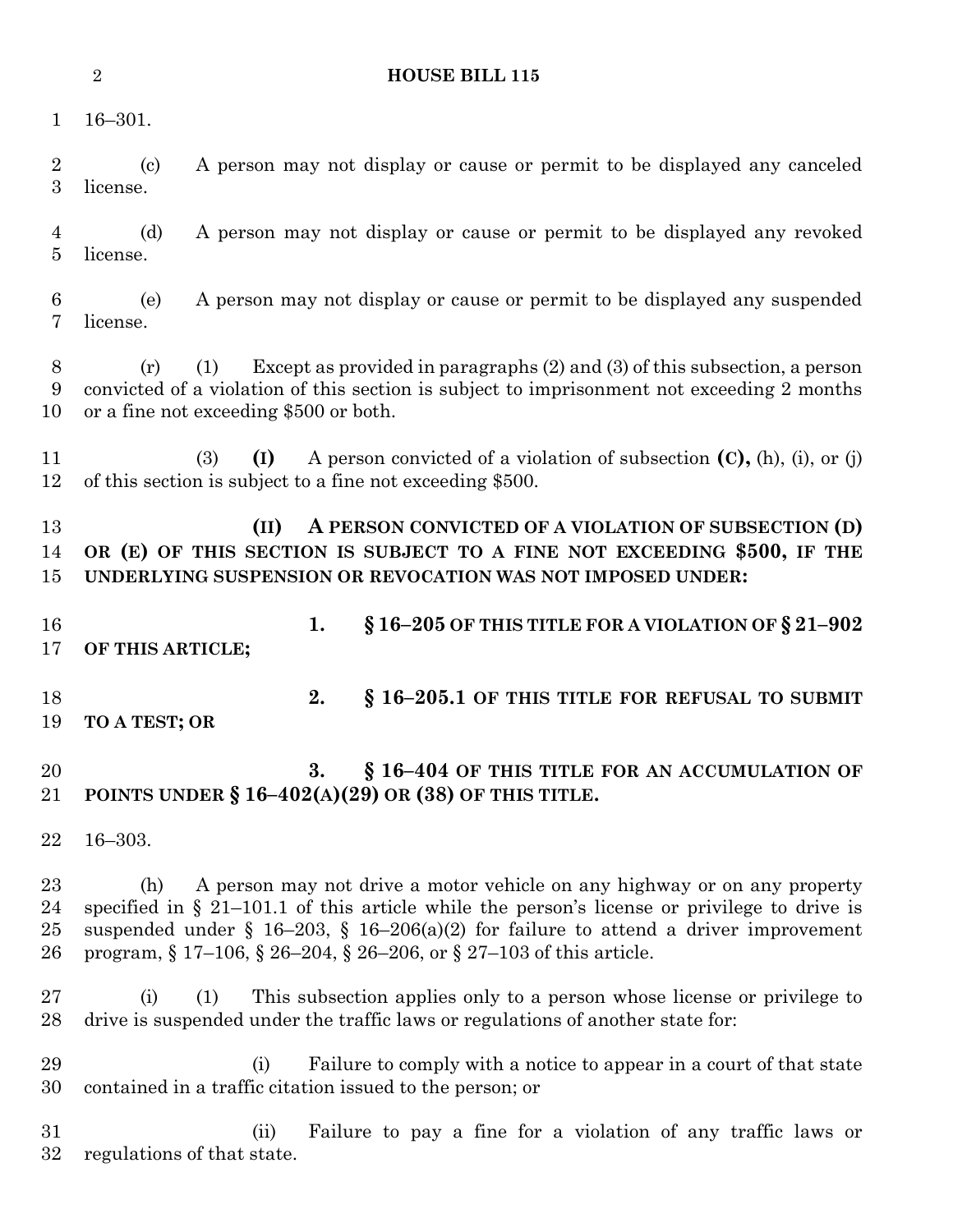16–301.

(c) A person may not display or cause or permit to be displayed any canceled license.

(d) A person may not display or cause or permit to be displayed any revoked license.

(e) A person may not display or cause or permit to be displayed any suspended license.

(r) (1) Except as provided in paragraphs (2) and (3) of this subsection, a person convicted of a violation of this section is subject to imprisonment not exceeding 2 months or a fine not exceeding $500 or both.

(3) **(I)** A person convicted of a violation of subsection **(C),** (h), (i), or (j) of this section is subject to a fine not exceeding $500.

**(II) A PERSON CONVICTED OF A VIOLATION OF SUBSECTION (D) OR (E) OF THIS SECTION IS SUBJECT TO A FINE NOT EXCEEDING $500, IF THE UNDERLYING SUSPENSION OR REVOCATION WAS NOT IMPOSED UNDER:**

**1. § 16–205 OF THIS TITLE FOR A VIOLATION OF § 21–902 OF THIS ARTICLE;**

**2. § 16–205.1 OF THIS TITLE FOR REFUSAL TO SUBMIT TO A TEST; OR**

**3. § 16–404 OF THIS TITLE FOR AN ACCUMULATION OF POINTS UNDER § 16–402(A)(29) OR (38) OF THIS TITLE.**

16–303.

(h) A person may not drive a motor vehicle on any highway or on any property specified in § 21–101.1 of this article while the person's license or privilege to drive is suspended under § 16–203, § 16–206(a)(2) for failure to attend a driver improvement program, § 17–106, § 26–204, § 26–206, or § 27–103 of this article.

(i) (1) This subsection applies only to a person whose license or privilege to drive is suspended under the traffic laws or regulations of another state for:

(i) Failure to comply with a notice to appear in a court of that state contained in a traffic citation issued to the person; or

(ii) Failure to pay a fine for a violation of any traffic laws or regulations of that state.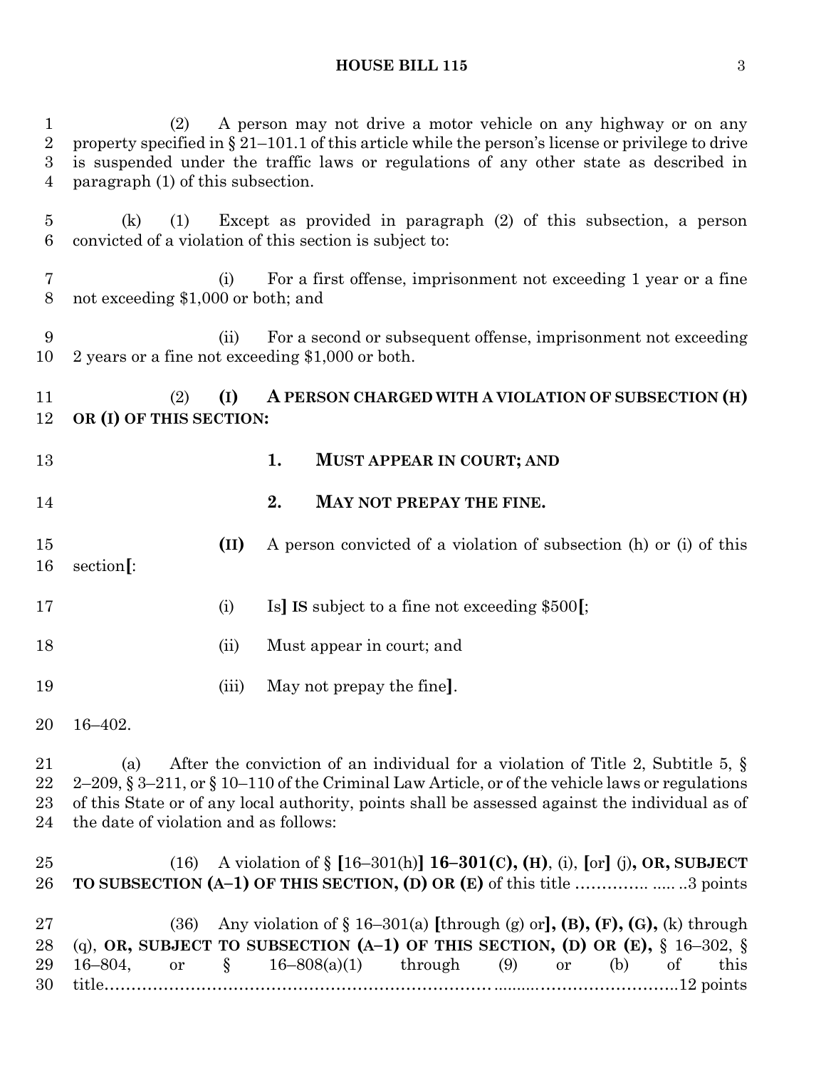(2) A person may not drive a motor vehicle on any highway or on any property specified in § 21–101.1 of this article while the person's license or privilege to drive is suspended under the traffic laws or regulations of any other state as described in paragraph (1) of this subsection.

(k) (1) Except as provided in paragraph (2) of this subsection, a person convicted of a violation of this section is subject to:

(i) For a first offense, imprisonment not exceeding 1 year or a fine not exceeding $1,000 or both; and

(ii) For a second or subsequent offense, imprisonment not exceeding 2 years or a fine not exceeding $1,000 or both.

(2) **(I) A PERSON CHARGED WITH A VIOLATION OF SUBSECTION (H) OR (I) OF THIS SECTION:**

**1. MUST APPEAR IN COURT; AND**

**2. MAY NOT PREPAY THE FINE.**

**(II)** A person convicted of a violation of subsection (h) or (i) of this section**[**:

(i) Is**]** **IS** subject to a fine not exceeding $500**[**;

(ii) Must appear in court; and

(iii) May not prepay the fine**]**.

16–402.

(a) After the conviction of an individual for a violation of Title 2, Subtitle 5, § 2–209, § 3–211, or § 10–110 of the Criminal Law Article, or of the vehicle laws or regulations of this State or of any local authority, points shall be assessed against the individual as of the date of violation and as follows:

(16) A violation of § **[**16–301(h)**]** **16–301(C), (H)**, (i), **[**or**]** (j)**, OR, SUBJECT TO SUBSECTION (A–1) OF THIS SECTION, (D) OR (E)** of this title ………….. ..... ..3 points

(36) Any violation of § 16–301(a) **[**through (g) or**], (B), (F), (G),** (k) through (q), **OR, SUBJECT TO SUBSECTION (A–1) OF THIS SECTION, (D) OR (E),** § 16–302, § 16–804, or § 16–808(a)(1) through (9) or (b) of this title…………………………………………………………….......………………………..12 points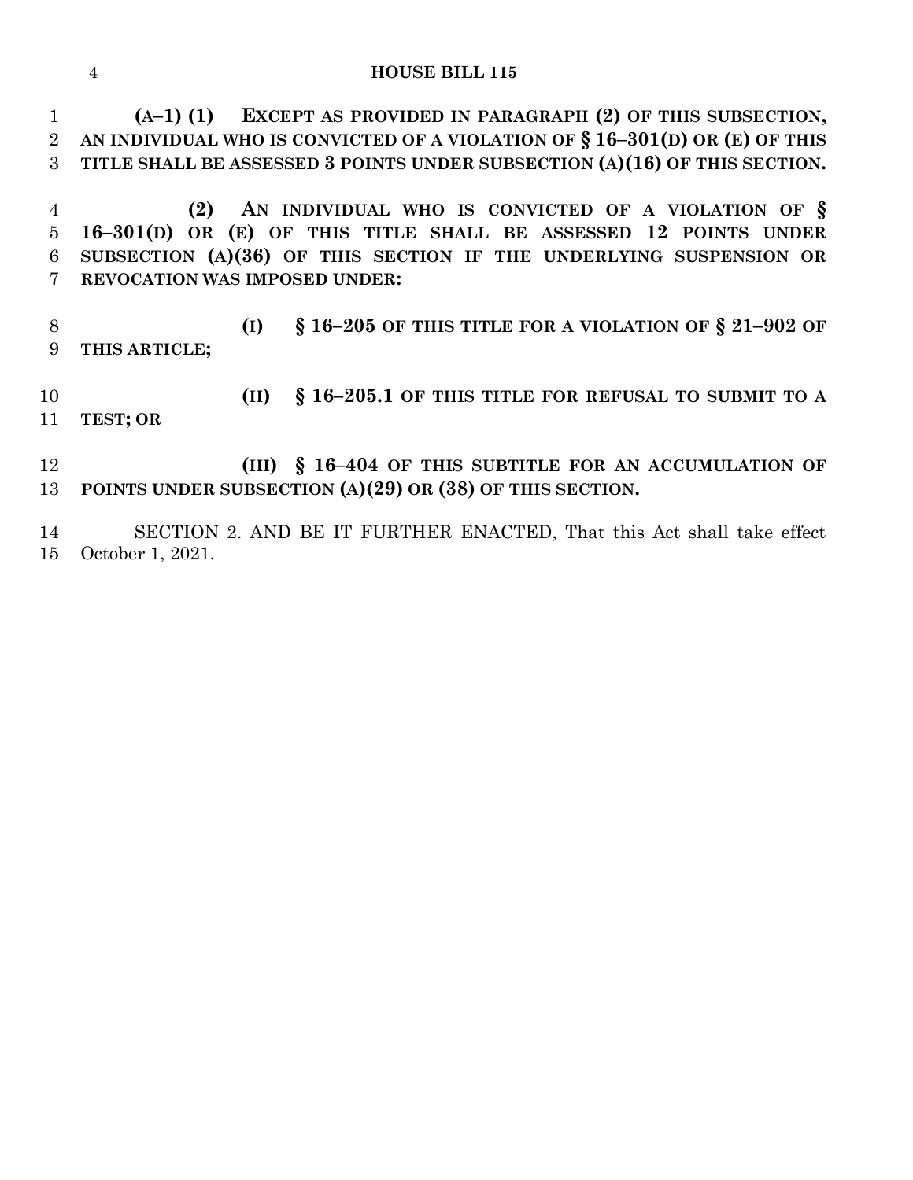**(A–1) (1) EXCEPT AS PROVIDED IN PARAGRAPH (2) OF THIS SUBSECTION, AN INDIVIDUAL WHO IS CONVICTED OF A VIOLATION OF § 16–301(D) OR (E) OF THIS TITLE SHALL BE ASSESSED 3 POINTS UNDER SUBSECTION (A)(16) OF THIS SECTION.**

**(2) AN INDIVIDUAL WHO IS CONVICTED OF A VIOLATION OF § 16–301(D) OR (E) OF THIS TITLE SHALL BE ASSESSED 12 POINTS UNDER SUBSECTION (A)(36) OF THIS SECTION IF THE UNDERLYING SUSPENSION OR REVOCATION WAS IMPOSED UNDER:**

**(I) § 16–205 OF THIS TITLE FOR A VIOLATION OF § 21–902 OF THIS ARTICLE;**

**(II) § 16–205.1 OF THIS TITLE FOR REFUSAL TO SUBMIT TO A TEST; OR**

**(III) § 16–404 OF THIS SUBTITLE FOR AN ACCUMULATION OF POINTS UNDER SUBSECTION (A)(29) OR (38) OF THIS SECTION.**

SECTION 2. AND BE IT FURTHER ENACTED, That this Act shall take effect October 1, 2021.